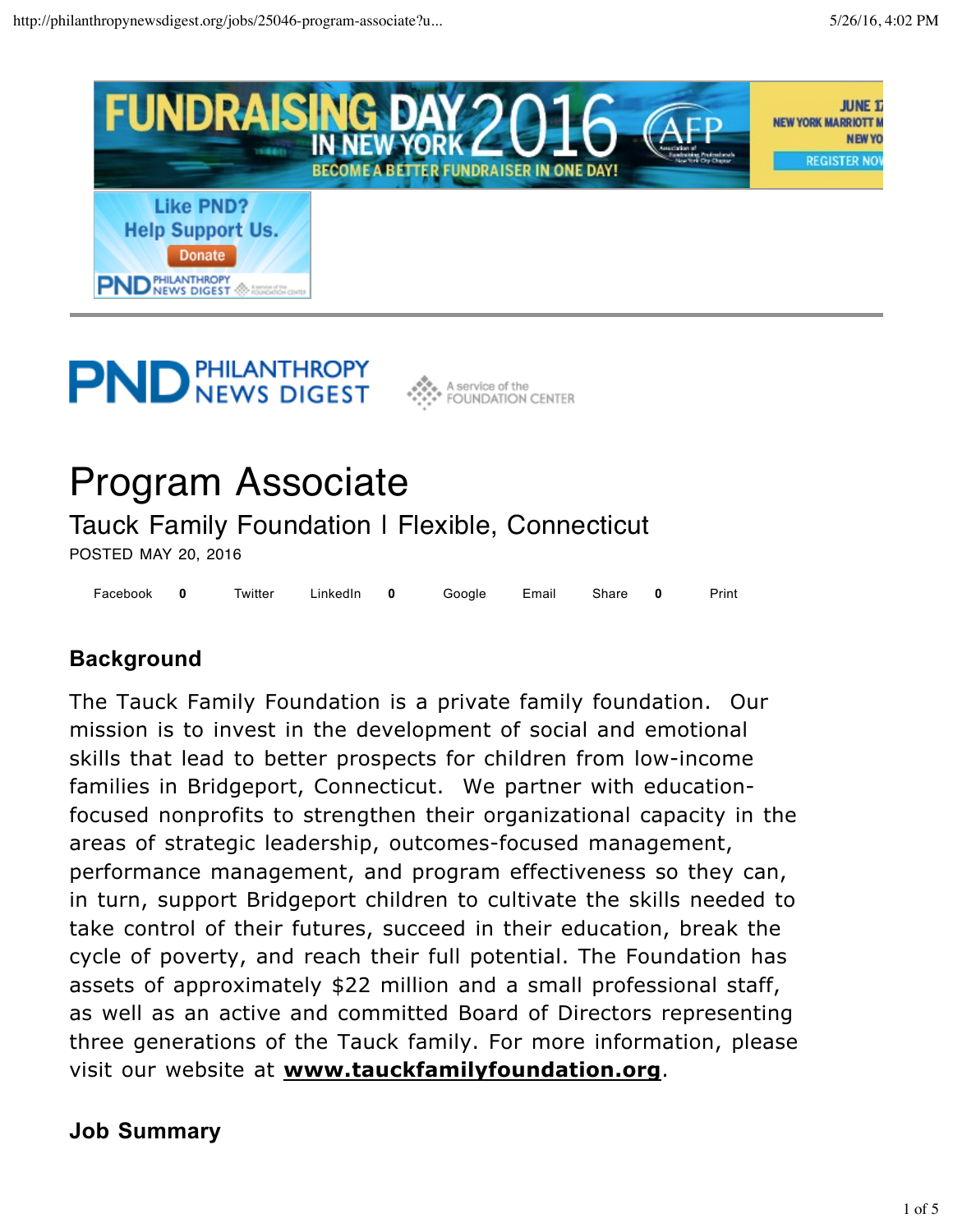# Program Associate

## Tauck Family Foundation | Flexible, Connecticut

POSTED MAY 20, 2016

### Background

The Tauck Family Foundation is a private family foundation. Our mission is to invest in the development of social and emotional skills that lead to better prospects for children from low-income families in Bridgeport, Connecticut. We partner with education-focused nonprofits to strengthen their organizational capacity in the areas of strategic leadership, outcomes-focused management, performance management, and program effectiveness so they can, in turn, support Bridgeport children to cultivate the skills needed to take control of their futures, succeed in their education, break the cycle of poverty, and reach their full potential. The Foundation has assets of approximately $22 million and a small professional staff, as well as an active and committed Board of Directors representing three generations of the Tauck family. For more information, please visit our website at **www.tauckfamilyfoundation.org**.

### Job Summary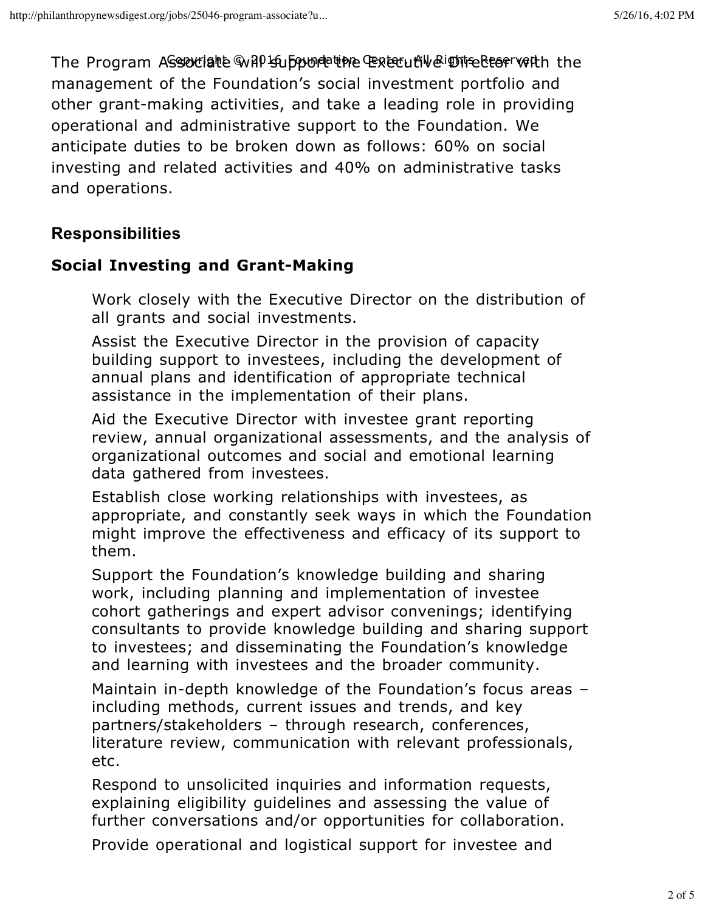The Program Associate will support the Executive Director with the management of the Foundation's social investment portfolio and other grant-making activities, and take a leading role in providing operational and administrative support to the Foundation. We anticipate duties to be broken down as follows: 60% on social investing and related activities and 40% on administrative tasks and operations.

## Responsibilities

### Social Investing and Grant-Making

- Work closely with the Executive Director on the distribution of all grants and social investments.
- Assist the Executive Director in the provision of capacity building support to investees, including the development of annual plans and identification of appropriate technical assistance in the implementation of their plans.
- Aid the Executive Director with investee grant reporting review, annual organizational assessments, and the analysis of organizational outcomes and social and emotional learning data gathered from investees.
- Establish close working relationships with investees, as appropriate, and constantly seek ways in which the Foundation might improve the effectiveness and efficacy of its support to them.
- Support the Foundation's knowledge building and sharing work, including planning and implementation of investee cohort gatherings and expert advisor convenings; identifying consultants to provide knowledge building and sharing support to investees; and disseminating the Foundation's knowledge and learning with investees and the broader community.
- Maintain in-depth knowledge of the Foundation's focus areas – including methods, current issues and trends, and key partners/stakeholders – through research, conferences, literature review, communication with relevant professionals, etc.
- Respond to unsolicited inquiries and information requests, explaining eligibility guidelines and assessing the value of further conversations and/or opportunities for collaboration.
- Provide operational and logistical support for investee and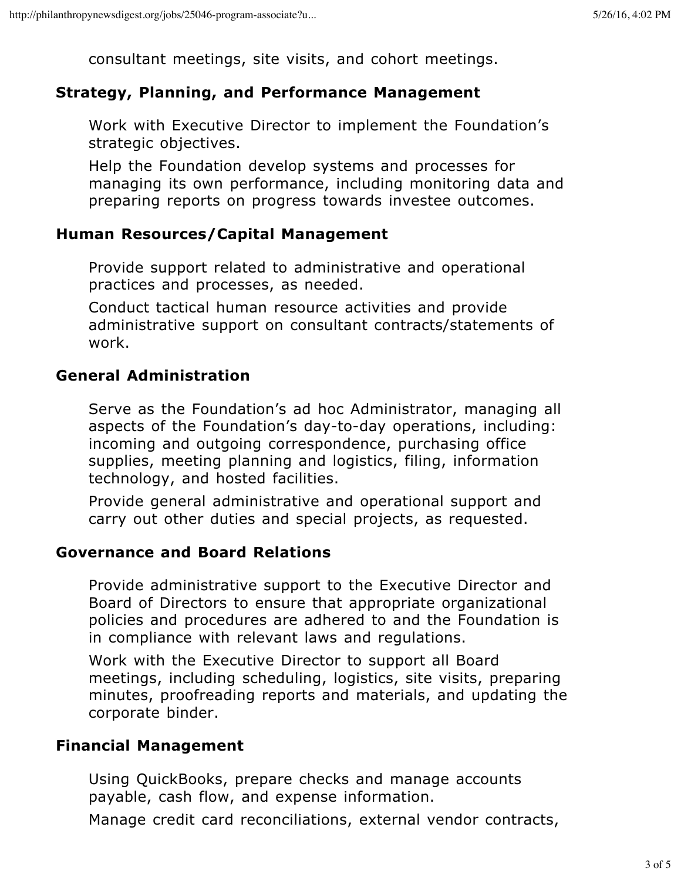consultant meetings, site visits, and cohort meetings.

### Strategy, Planning, and Performance Management

Work with Executive Director to implement the Foundation's strategic objectives.

Help the Foundation develop systems and processes for managing its own performance, including monitoring data and preparing reports on progress towards investee outcomes.

### Human Resources/Capital Management

Provide support related to administrative and operational practices and processes, as needed.

Conduct tactical human resource activities and provide administrative support on consultant contracts/statements of work.

### General Administration

Serve as the Foundation's ad hoc Administrator, managing all aspects of the Foundation's day-to-day operations, including: incoming and outgoing correspondence, purchasing office supplies, meeting planning and logistics, filing, information technology, and hosted facilities.

Provide general administrative and operational support and carry out other duties and special projects, as requested.

### Governance and Board Relations

Provide administrative support to the Executive Director and Board of Directors to ensure that appropriate organizational policies and procedures are adhered to and the Foundation is in compliance with relevant laws and regulations.

Work with the Executive Director to support all Board meetings, including scheduling, logistics, site visits, preparing minutes, proofreading reports and materials, and updating the corporate binder.

### Financial Management

Using QuickBooks, prepare checks and manage accounts payable, cash flow, and expense information.

Manage credit card reconciliations, external vendor contracts,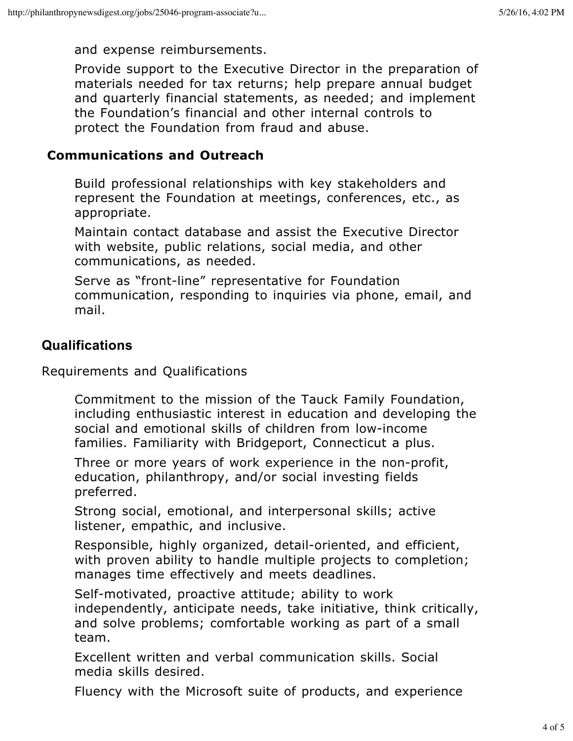and expense reimbursements.

Provide support to the Executive Director in the preparation of materials needed for tax returns; help prepare annual budget and quarterly financial statements, as needed; and implement the Foundation's financial and other internal controls to protect the Foundation from fraud and abuse.

**Communications and Outreach**

Build professional relationships with key stakeholders and represent the Foundation at meetings, conferences, etc., as appropriate.

Maintain contact database and assist the Executive Director with website, public relations, social media, and other communications, as needed.

Serve as "front-line" representative for Foundation communication, responding to inquiries via phone, email, and mail.

## Qualifications

Requirements and Qualifications

Commitment to the mission of the Tauck Family Foundation, including enthusiastic interest in education and developing the social and emotional skills of children from low-income families. Familiarity with Bridgeport, Connecticut a plus.

Three or more years of work experience in the non-profit, education, philanthropy, and/or social investing fields preferred.

Strong social, emotional, and interpersonal skills; active listener, empathic, and inclusive.

Responsible, highly organized, detail-oriented, and efficient, with proven ability to handle multiple projects to completion; manages time effectively and meets deadlines.

Self-motivated, proactive attitude; ability to work independently, anticipate needs, take initiative, think critically, and solve problems; comfortable working as part of a small team.

Excellent written and verbal communication skills. Social media skills desired.

Fluency with the Microsoft suite of products, and experience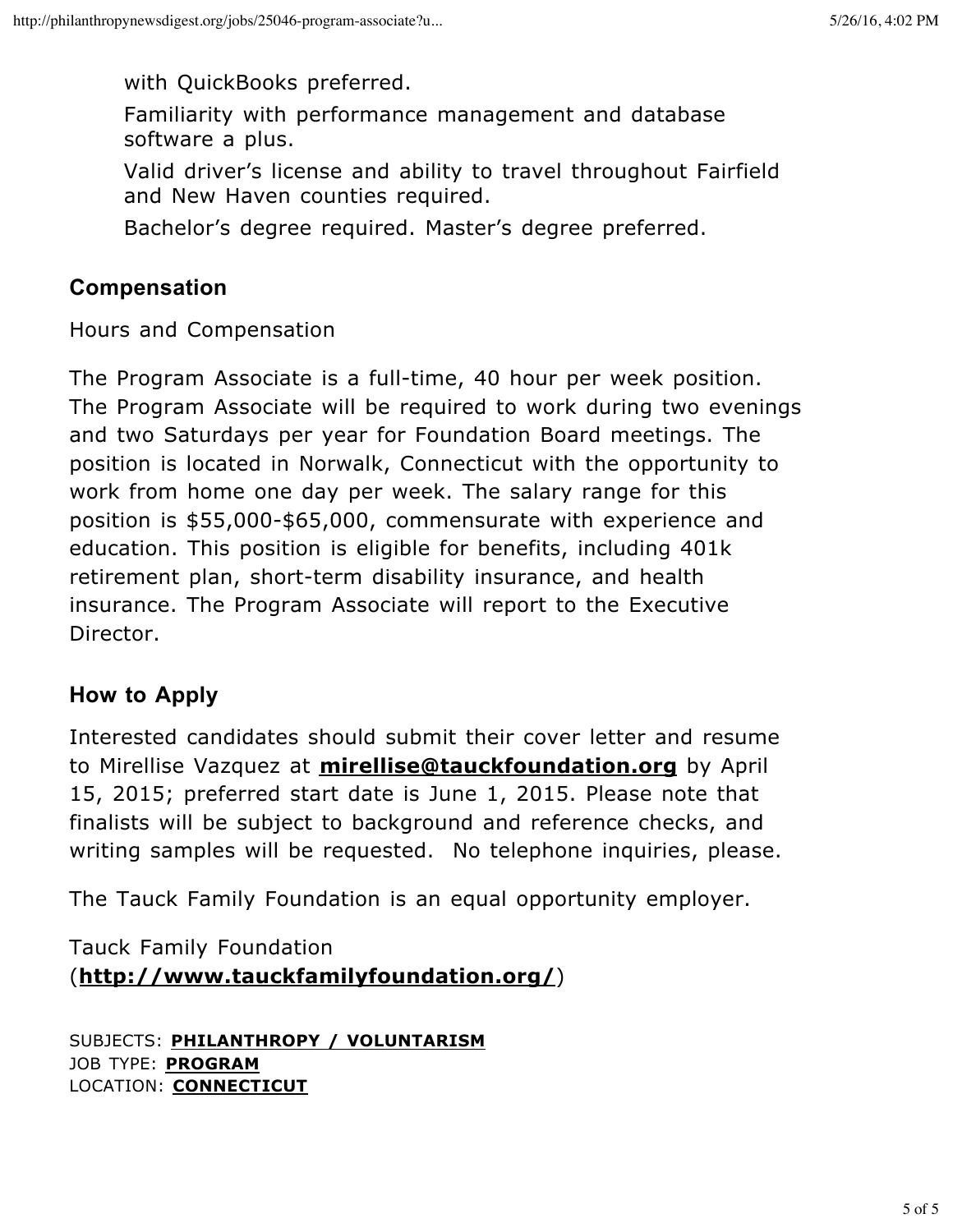with QuickBooks preferred.

Familiarity with performance management and database software a plus.

Valid driver's license and ability to travel throughout Fairfield and New Haven counties required.

Bachelor's degree required. Master's degree preferred.

## Compensation

Hours and Compensation

The Program Associate is a full-time, 40 hour per week position. The Program Associate will be required to work during two evenings and two Saturdays per year for Foundation Board meetings. The position is located in Norwalk, Connecticut with the opportunity to work from home one day per week. The salary range for this position is $55,000-$65,000, commensurate with experience and education. This position is eligible for benefits, including 401k retirement plan, short-term disability insurance, and health insurance. The Program Associate will report to the Executive Director.

## How to Apply

Interested candidates should submit their cover letter and resume to Mirellise Vazquez at **mirellise@tauckfoundation.org** by April 15, 2015; preferred start date is June 1, 2015. Please note that finalists will be subject to background and reference checks, and writing samples will be requested.  No telephone inquiries, please.

The Tauck Family Foundation is an equal opportunity employer.

Tauck Family Foundation
(**http://www.tauckfamilyfoundation.org/**)

SUBJECTS: **PHILANTHROPY / VOLUNTARISM**
JOB TYPE: **PROGRAM**
LOCATION: **CONNECTICUT**